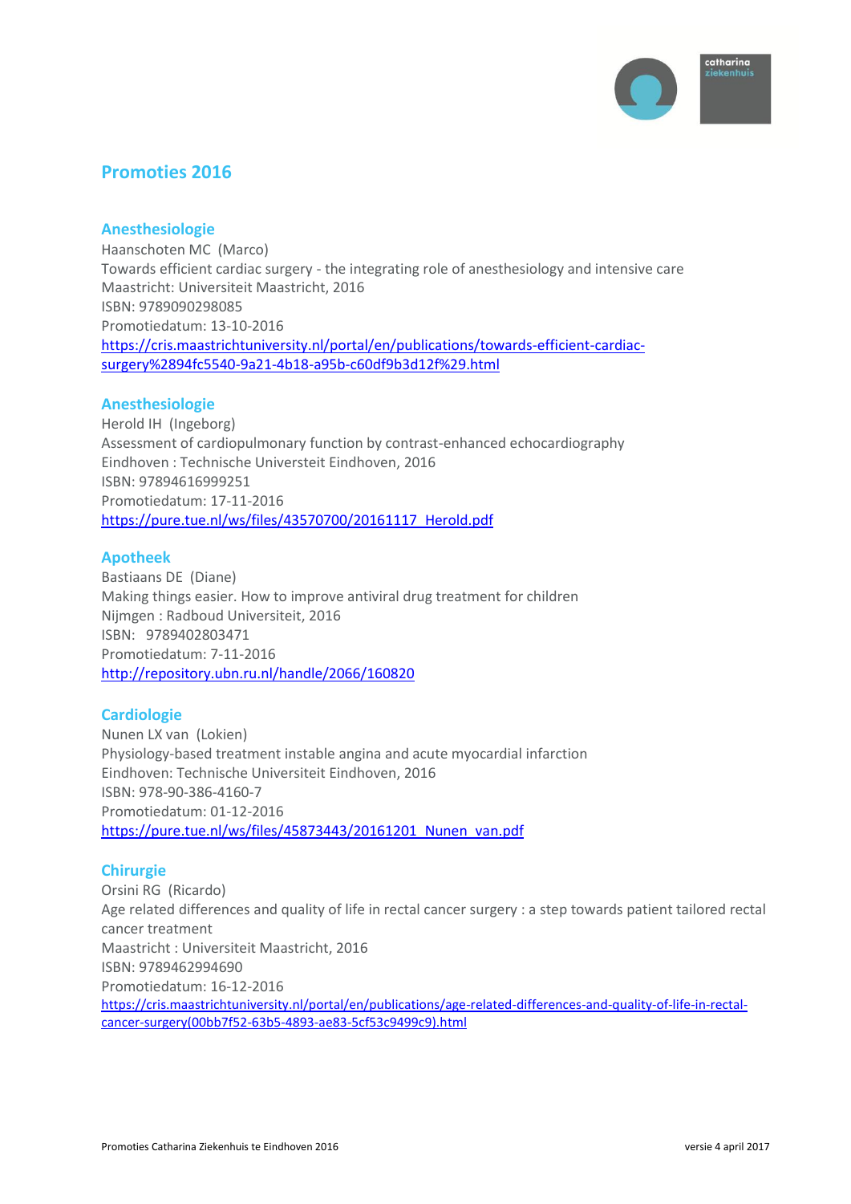# Promoties 2016

## Anesthesiologie

Haanschoten MC (Marco)
Towards efficient cardiac surgery - the integrating role of anesthesiology and intensive care
Maastricht: Universiteit Maastricht, 2016
ISBN: 9789090298085
Promotiedatum: 13-10-2016
https://cris.maastrichtuniversity.nl/portal/en/publications/towards-efficient-cardiac-surgery%2894fc5540-9a21-4b18-a95b-c60df9b3d12f%29.html

## Anesthesiologie

Herold IH (Ingeborg)
Assessment of cardiopulmonary function by contrast-enhanced echocardiography
Eindhoven : Technische Universteit Eindhoven, 2016
ISBN: 97894616999251
Promotiedatum: 17-11-2016
https://pure.tue.nl/ws/files/43570700/20161117_Herold.pdf

## Apotheek

Bastiaans DE (Diane)
Making things easier. How to improve antiviral drug treatment for children
Nijmgen : Radboud Universiteit, 2016
ISBN: 9789402803471
Promotiedatum: 7-11-2016
http://repository.ubn.ru.nl/handle/2066/160820

## Cardiologie

Nunen LX van (Lokien)
Physiology-based treatment instable angina and acute myocardial infarction
Eindhoven: Technische Universiteit Eindhoven, 2016
ISBN: 978-90-386-4160-7
Promotiedatum: 01-12-2016
https://pure.tue.nl/ws/files/45873443/20161201_Nunen_van.pdf

## Chirurgie

Orsini RG (Ricardo)
Age related differences and quality of life in rectal cancer surgery : a step towards patient tailored rectal cancer treatment
Maastricht : Universiteit Maastricht, 2016
ISBN: 9789462994690
Promotiedatum: 16-12-2016
https://cris.maastrichtuniversity.nl/portal/en/publications/age-related-differences-and-quality-of-life-in-rectal-cancer-surgery(00bb7f52-63b5-4893-ae83-5cf53c9499c9).html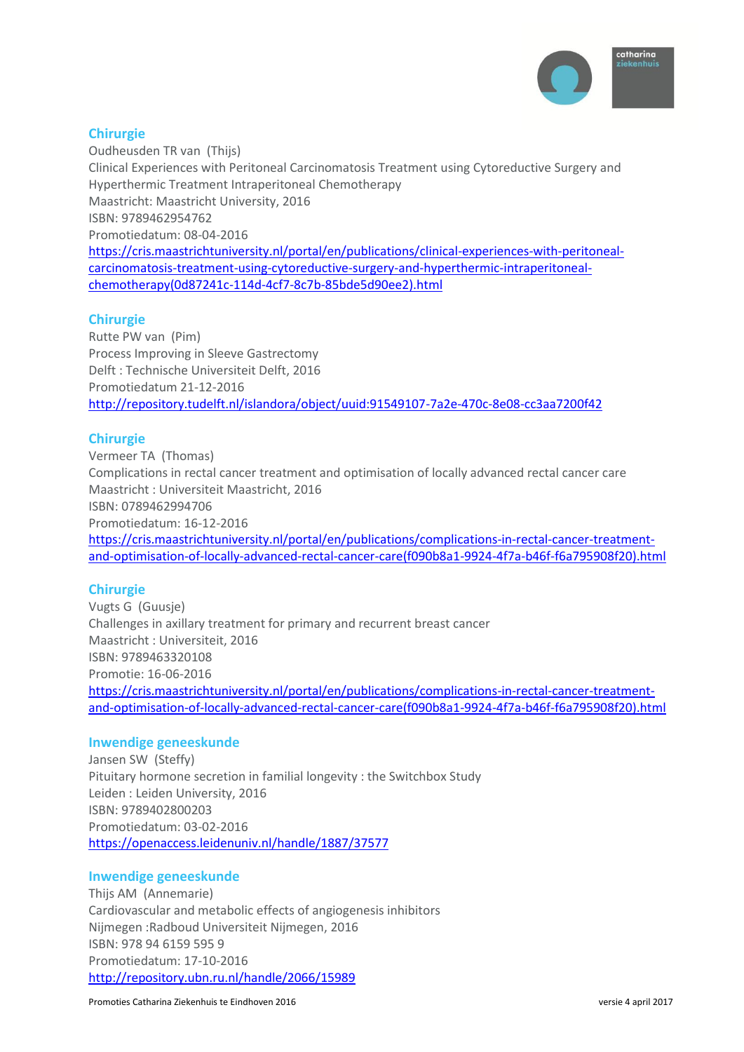### Chirurgie

Oudheusden TR van (Thijs)
Clinical Experiences with Peritoneal Carcinomatosis Treatment using Cytoreductive Surgery and Hyperthermic Treatment Intraperitoneal Chemotherapy
Maastricht: Maastricht University, 2016
ISBN: 9789462954762
Promotiedatum: 08-04-2016
https://cris.maastrichtuniversity.nl/portal/en/publications/clinical-experiences-with-peritoneal-carcinomatosis-treatment-using-cytoreductive-surgery-and-hyperthermic-intraperitoneal-chemotherapy(0d87241c-114d-4cf7-8c7b-85bde5d90ee2).html

### Chirurgie

Rutte PW van (Pim)
Process Improving in Sleeve Gastrectomy
Delft : Technische Universiteit Delft, 2016
Promotiedatum 21-12-2016
http://repository.tudelft.nl/islandora/object/uuid:91549107-7a2e-470c-8e08-cc3aa7200f42

### Chirurgie

Vermeer TA (Thomas)
Complications in rectal cancer treatment and optimisation of locally advanced rectal cancer care
Maastricht : Universiteit Maastricht, 2016
ISBN: 0789462994706
Promotiedatum: 16-12-2016
https://cris.maastrichtuniversity.nl/portal/en/publications/complications-in-rectal-cancer-treatment-and-optimisation-of-locally-advanced-rectal-cancer-care(f090b8a1-9924-4f7a-b46f-f6a795908f20).html

### Chirurgie

Vugts G (Guusje)
Challenges in axillary treatment for primary and recurrent breast cancer
Maastricht : Universiteit, 2016
ISBN: 9789463320108
Promotie: 16-06-2016
https://cris.maastrichtuniversity.nl/portal/en/publications/complications-in-rectal-cancer-treatment-and-optimisation-of-locally-advanced-rectal-cancer-care(f090b8a1-9924-4f7a-b46f-f6a795908f20).html

### Inwendige geneeskunde

Jansen SW (Steffy)
Pituitary hormone secretion in familial longevity : the Switchbox Study
Leiden : Leiden University, 2016
ISBN: 9789402800203
Promotiedatum: 03-02-2016
https://openaccess.leidenuniv.nl/handle/1887/37577

### Inwendige geneeskunde

Thijs AM (Annemarie)
Cardiovascular and metabolic effects of angiogenesis inhibitors
Nijmegen :Radboud Universiteit Nijmegen, 2016
ISBN: 978 94 6159 595 9
Promotiedatum: 17-10-2016
http://repository.ubn.ru.nl/handle/2066/15989